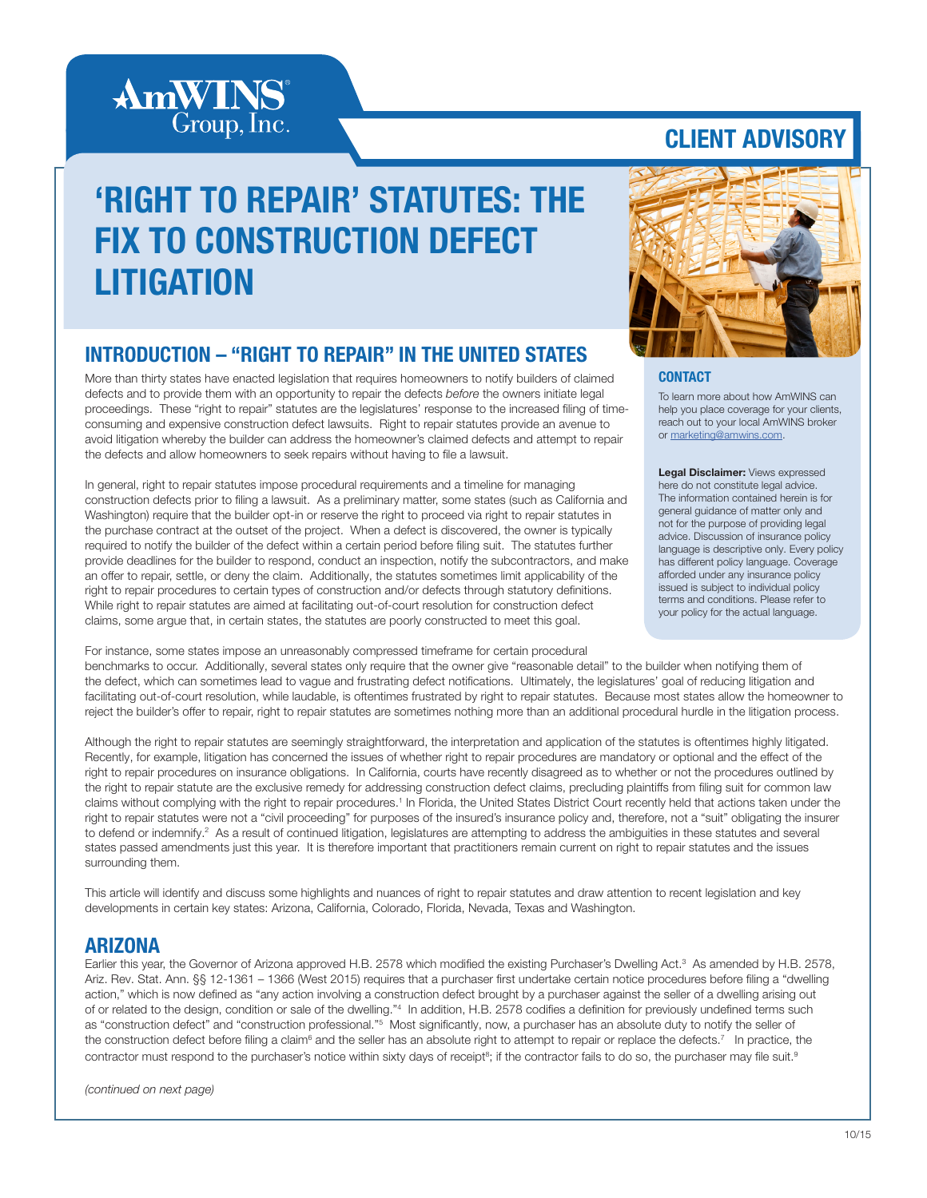AmWINS Group, Inc.

CLIENT ADVISORY

# 'RIGHT TO REPAIR' STATUTES: THE FIX TO CONSTRUCTION DEFECT LITIGATION

## INTRODUCTION – "RIGHT TO REPAIR" IN THE UNITED STATES

More than thirty states have enacted legislation that requires homeowners to notify builders of claimed defects and to provide them with an opportunity to repair the defects *before* the owners initiate legal proceedings. These "right to repair" statutes are the legislatures' response to the increased filing of time-consuming and expensive construction defect lawsuits. Right to repair statutes provide an avenue to avoid litigation whereby the builder can address the homeowner's claimed defects and attempt to repair the defects and allow homeowners to seek repairs without having to file a lawsuit.

In general, right to repair statutes impose procedural requirements and a timeline for managing construction defects prior to filing a lawsuit. As a preliminary matter, some states (such as California and Washington) require that the builder opt-in or reserve the right to proceed via right to repair statutes in the purchase contract at the outset of the project. When a defect is discovered, the owner is typically required to notify the builder of the defect within a certain period before filing suit. The statutes further provide deadlines for the builder to respond, conduct an inspection, notify the subcontractors, and make an offer to repair, settle, or deny the claim. Additionally, the statutes sometimes limit applicability of the right to repair procedures to certain types of construction and/or defects through statutory definitions. While right to repair statutes are aimed at facilitating out-of-court resolution for construction defect claims, some argue that, in certain states, the statutes are poorly constructed to meet this goal.

For instance, some states impose an unreasonably compressed timeframe for certain procedural benchmarks to occur. Additionally, several states only require that the owner give "reasonable detail" to the builder when notifying them of the defect, which can sometimes lead to vague and frustrating defect notifications. Ultimately, the legislatures' goal of reducing litigation and facilitating out-of-court resolution, while laudable, is oftentimes frustrated by right to repair statutes. Because most states allow the homeowner to reject the builder's offer to repair, right to repair statutes are sometimes nothing more than an additional procedural hurdle in the litigation process.

Although the right to repair statutes are seemingly straightforward, the interpretation and application of the statutes is oftentimes highly litigated. Recently, for example, litigation has concerned the issues of whether right to repair procedures are mandatory or optional and the effect of the right to repair procedures on insurance obligations. In California, courts have recently disagreed as to whether or not the procedures outlined by the right to repair statute are the exclusive remedy for addressing construction defect claims, precluding plaintiffs from filing suit for common law claims without complying with the right to repair procedures.[1] In Florida, the United States District Court recently held that actions taken under the right to repair statutes were not a "civil proceeding" for purposes of the insured's insurance policy and, therefore, not a "suit" obligating the insurer to defend or indemnify.[2] As a result of continued litigation, legislatures are attempting to address the ambiguities in these statutes and several states passed amendments just this year. It is therefore important that practitioners remain current on right to repair statutes and the issues surrounding them.

This article will identify and discuss some highlights and nuances of right to repair statutes and draw attention to recent legislation and key developments in certain key states: Arizona, California, Colorado, Florida, Nevada, Texas and Washington.

### CONTACT

To learn more about how AmWINS can help you place coverage for your clients, reach out to your local AmWINS broker or marketing@amwins.com.

**Legal Disclaimer:** Views expressed here do not constitute legal advice. The information contained herein is for general guidance of matter only and not for the purpose of providing legal advice. Discussion of insurance policy language is descriptive only. Every policy has different policy language. Coverage afforded under any insurance policy issued is subject to individual policy terms and conditions. Please refer to your policy for the actual language.

## ARIZONA

Earlier this year, the Governor of Arizona approved H.B. 2578 which modified the existing Purchaser's Dwelling Act.[3] As amended by H.B. 2578, Ariz. Rev. Stat. Ann. §§ 12-1361 – 1366 (West 2015) requires that a purchaser first undertake certain notice procedures before filing a "dwelling action," which is now defined as "any action involving a construction defect brought by a purchaser against the seller of a dwelling arising out of or related to the design, condition or sale of the dwelling."[4] In addition, H.B. 2578 codifies a definition for previously undefined terms such as "construction defect" and "construction professional."[5] Most significantly, now, a purchaser has an absolute duty to notify the seller of the construction defect before filing a claim[6] and the seller has an absolute right to attempt to repair or replace the defects.[7] In practice, the contractor must respond to the purchaser's notice within sixty days of receipt[8]; if the contractor fails to do so, the purchaser may file suit.[9]

*(continued on next page)*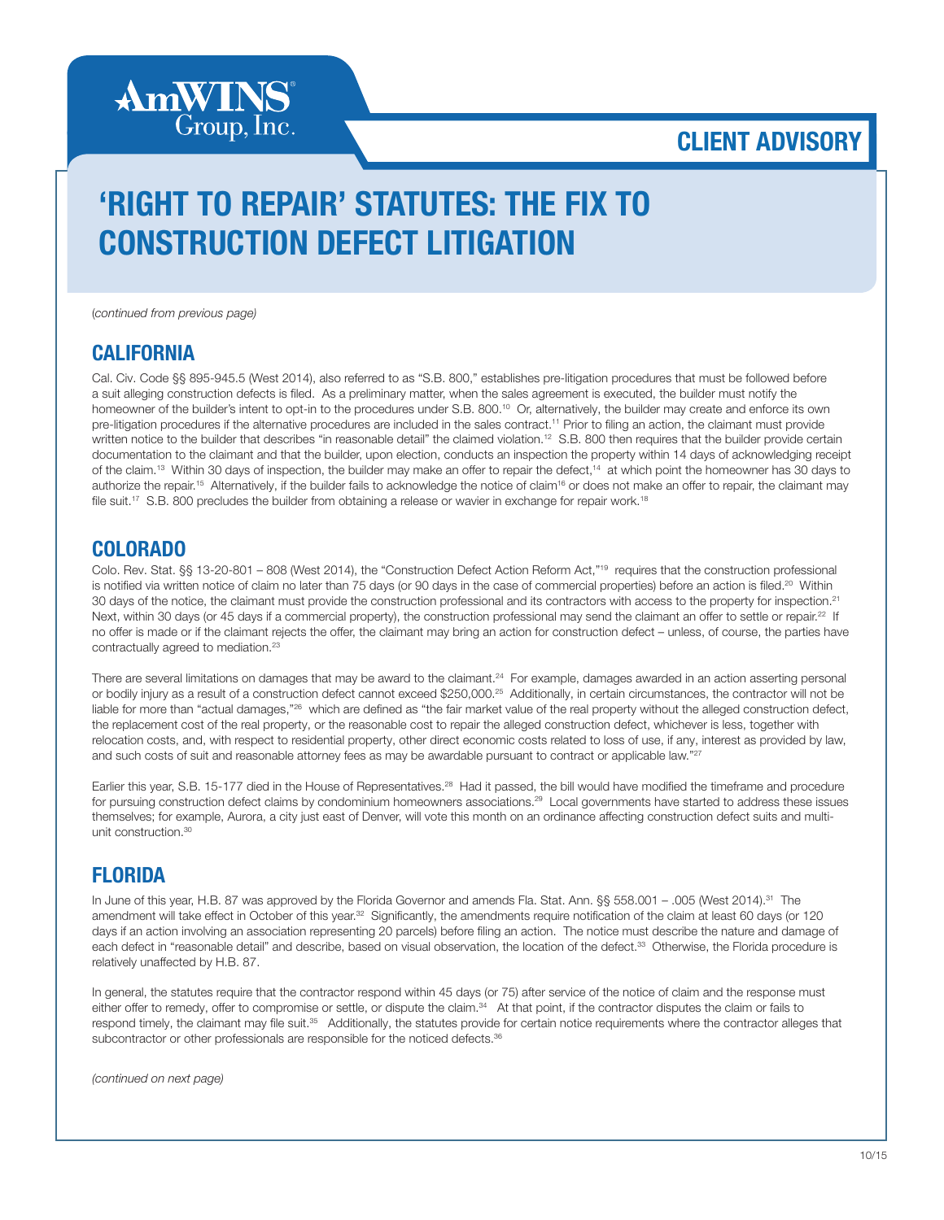# 'RIGHT TO REPAIR' STATUTES: THE FIX TO CONSTRUCTION DEFECT LITIGATION

*(continued from previous page)*

## CALIFORNIA

Cal. Civ. Code §§ 895-945.5 (West 2014), also referred to as "S.B. 800," establishes pre-litigation procedures that must be followed before a suit alleging construction defects is filed. As a preliminary matter, when the sales agreement is executed, the builder must notify the homeowner of the builder's intent to opt-in to the procedures under S.B. 800.[10] Or, alternatively, the builder may create and enforce its own pre-litigation procedures if the alternative procedures are included in the sales contract.[11] Prior to filing an action, the claimant must provide written notice to the builder that describes "in reasonable detail" the claimed violation.[12] S.B. 800 then requires that the builder provide certain documentation to the claimant and that the builder, upon election, conducts an inspection the property within 14 days of acknowledging receipt of the claim.[13] Within 30 days of inspection, the builder may make an offer to repair the defect,[14] at which point the homeowner has 30 days to authorize the repair.[15] Alternatively, if the builder fails to acknowledge the notice of claim[16] or does not make an offer to repair, the claimant may file suit.[17] S.B. 800 precludes the builder from obtaining a release or wavier in exchange for repair work.[18]

## COLORADO

Colo. Rev. Stat. §§ 13-20-801 – 808 (West 2014), the "Construction Defect Action Reform Act,"[19] requires that the construction professional is notified via written notice of claim no later than 75 days (or 90 days in the case of commercial properties) before an action is filed.[20] Within 30 days of the notice, the claimant must provide the construction professional and its contractors with access to the property for inspection.[21] Next, within 30 days (or 45 days if a commercial property), the construction professional may send the claimant an offer to settle or repair.[22] If no offer is made or if the claimant rejects the offer, the claimant may bring an action for construction defect – unless, of course, the parties have contractually agreed to mediation.[23]

There are several limitations on damages that may be award to the claimant.[24] For example, damages awarded in an action asserting personal or bodily injury as a result of a construction defect cannot exceed $250,000.[25] Additionally, in certain circumstances, the contractor will not be liable for more than "actual damages,"[26] which are defined as "the fair market value of the real property without the alleged construction defect, the replacement cost of the real property, or the reasonable cost to repair the alleged construction defect, whichever is less, together with relocation costs, and, with respect to residential property, other direct economic costs related to loss of use, if any, interest as provided by law, and such costs of suit and reasonable attorney fees as may be awardable pursuant to contract or applicable law."[27]

Earlier this year, S.B. 15-177 died in the House of Representatives.[28] Had it passed, the bill would have modified the timeframe and procedure for pursuing construction defect claims by condominium homeowners associations.[29] Local governments have started to address these issues themselves; for example, Aurora, a city just east of Denver, will vote this month on an ordinance affecting construction defect suits and multi-unit construction.[30]

## FLORIDA

In June of this year, H.B. 87 was approved by the Florida Governor and amends Fla. Stat. Ann. §§ 558.001 – .005 (West 2014).[31] The amendment will take effect in October of this year.[32] Significantly, the amendments require notification of the claim at least 60 days (or 120 days if an action involving an association representing 20 parcels) before filing an action. The notice must describe the nature and damage of each defect in "reasonable detail" and describe, based on visual observation, the location of the defect.[33] Otherwise, the Florida procedure is relatively unaffected by H.B. 87.

In general, the statutes require that the contractor respond within 45 days (or 75) after service of the notice of claim and the response must either offer to remedy, offer to compromise or settle, or dispute the claim.[34] At that point, if the contractor disputes the claim or fails to respond timely, the claimant may file suit.[35] Additionally, the statutes provide for certain notice requirements where the contractor alleges that subcontractor or other professionals are responsible for the noticed defects.[36]

*(continued on next page)*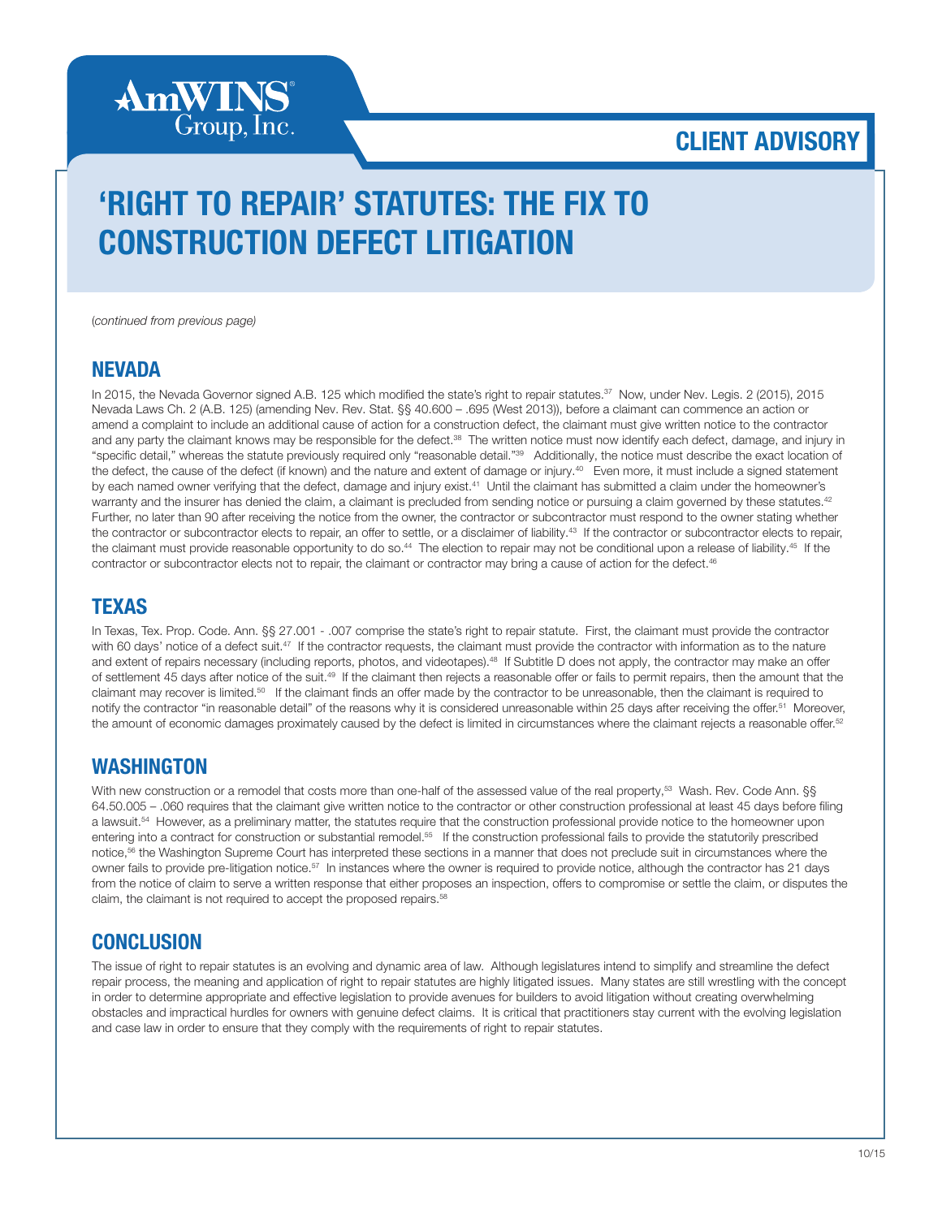# 'RIGHT TO REPAIR' STATUTES: THE FIX TO CONSTRUCTION DEFECT LITIGATION

(*continued from previous page*)

## NEVADA

In 2015, the Nevada Governor signed A.B. 125 which modified the state's right to repair statutes.[37] Now, under Nev. Legis. 2 (2015), 2015 Nevada Laws Ch. 2 (A.B. 125) (amending Nev. Rev. Stat. §§ 40.600 – .695 (West 2013)), before a claimant can commence an action or amend a complaint to include an additional cause of action for a construction defect, the claimant must give written notice to the contractor and any party the claimant knows may be responsible for the defect.[38] The written notice must now identify each defect, damage, and injury in "specific detail," whereas the statute previously required only "reasonable detail."[39] Additionally, the notice must describe the exact location of the defect, the cause of the defect (if known) and the nature and extent of damage or injury.[40] Even more, it must include a signed statement by each named owner verifying that the defect, damage and injury exist.[41] Until the claimant has submitted a claim under the homeowner's warranty and the insurer has denied the claim, a claimant is precluded from sending notice or pursuing a claim governed by these statutes.[42] Further, no later than 90 after receiving the notice from the owner, the contractor or subcontractor must respond to the owner stating whether the contractor or subcontractor elects to repair, an offer to settle, or a disclaimer of liability.[43] If the contractor or subcontractor elects to repair, the claimant must provide reasonable opportunity to do so.[44] The election to repair may not be conditional upon a release of liability.[45] If the contractor or subcontractor elects not to repair, the claimant or contractor may bring a cause of action for the defect.[46]

## TEXAS

In Texas, Tex. Prop. Code. Ann. §§ 27.001 - .007 comprise the state's right to repair statute. First, the claimant must provide the contractor with 60 days' notice of a defect suit.[47] If the contractor requests, the claimant must provide the contractor with information as to the nature and extent of repairs necessary (including reports, photos, and videotapes).[48] If Subtitle D does not apply, the contractor may make an offer of settlement 45 days after notice of the suit.[49] If the claimant then rejects a reasonable offer or fails to permit repairs, then the amount that the claimant may recover is limited.[50] If the claimant finds an offer made by the contractor to be unreasonable, then the claimant is required to notify the contractor "in reasonable detail" of the reasons why it is considered unreasonable within 25 days after receiving the offer.[51] Moreover, the amount of economic damages proximately caused by the defect is limited in circumstances where the claimant rejects a reasonable offer.[52]

## WASHINGTON

With new construction or a remodel that costs more than one-half of the assessed value of the real property,[53] Wash. Rev. Code Ann. §§ 64.50.005 – .060 requires that the claimant give written notice to the contractor or other construction professional at least 45 days before filing a lawsuit.[54] However, as a preliminary matter, the statutes require that the construction professional provide notice to the homeowner upon entering into a contract for construction or substantial remodel.[55] If the construction professional fails to provide the statutorily prescribed notice,[56] the Washington Supreme Court has interpreted these sections in a manner that does not preclude suit in circumstances where the owner fails to provide pre-litigation notice.[57] In instances where the owner is required to provide notice, although the contractor has 21 days from the notice of claim to serve a written response that either proposes an inspection, offers to compromise or settle the claim, or disputes the claim, the claimant is not required to accept the proposed repairs.[58]

## CONCLUSION

The issue of right to repair statutes is an evolving and dynamic area of law. Although legislatures intend to simplify and streamline the defect repair process, the meaning and application of right to repair statutes are highly litigated issues. Many states are still wrestling with the concept in order to determine appropriate and effective legislation to provide avenues for builders to avoid litigation without creating overwhelming obstacles and impractical hurdles for owners with genuine defect claims. It is critical that practitioners stay current with the evolving legislation and case law in order to ensure that they comply with the requirements of right to repair statutes.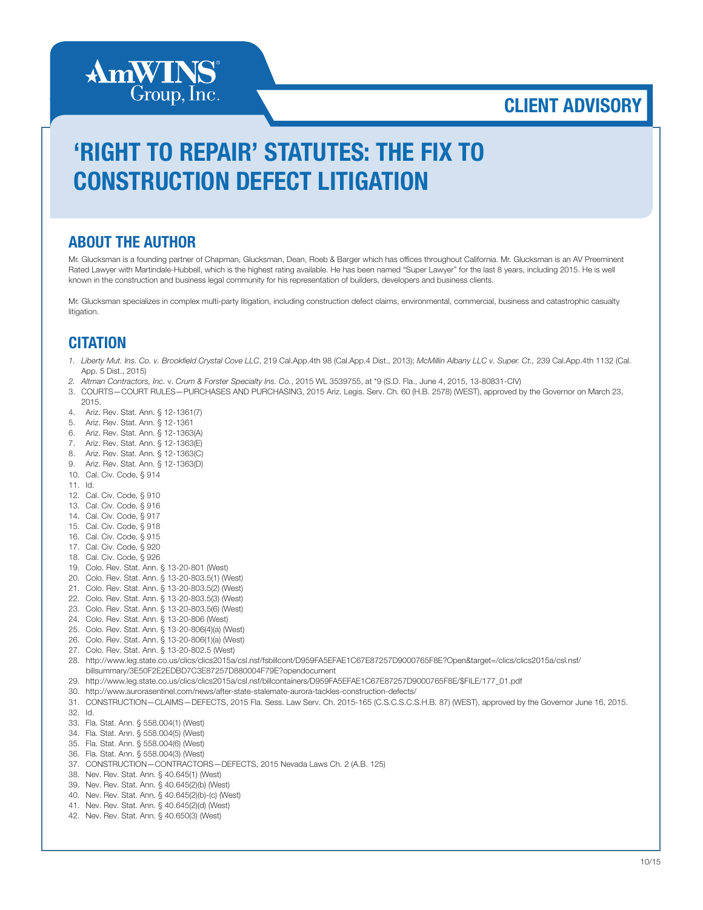# 'RIGHT TO REPAIR' STATUTES: THE FIX TO CONSTRUCTION DEFECT LITIGATION

## ABOUT THE AUTHOR

Mr. Glucksman is a founding partner of Chapman, Glucksman, Dean, Roeb & Barger which has offices throughout California. Mr. Glucksman is an AV Preeminent Rated Lawyer with Martindale-Hubbell, which is the highest rating available. He has been named "Super Lawyer" for the last 8 years, including 2015. He is well known in the construction and business legal community for his representation of builders, developers and business clients.

Mr. Glucksman specializes in complex multi-party litigation, including construction defect claims, environmental, commercial, business and catastrophic casualty litigation.

## CITATION

1. *Liberty Mut. Ins. Co. v. Brookfield Crystal Cove LLC*, 219 Cal.App.4th 98 (Cal.App.4 Dist., 2013); *McMillin Albany LLC v. Super. Ct.,* 239 Cal.App.4th 1132 (Cal. App. 5 Dist., 2015)
2. *Altman Contractors, Inc.* v. *Crum & Forster Specialty Ins. Co.*, 2015 WL 3539755, at *9 (S.D. Fla., June 4, 2015, 13-80831-CIV)
3. COURTS—COURT RULES—PURCHASES AND PURCHASING, 2015 Ariz. Legis. Serv. Ch. 60 (H.B. 2578) (WEST), approved by the Governor on March 23, 2015.
4. Ariz. Rev. Stat. Ann. § 12-1361(7)
5. Ariz. Rev. Stat. Ann. § 12-1361
6. Ariz. Rev. Stat. Ann. § 12-1363(A)
7. Ariz. Rev. Stat. Ann. § 12-1363(E)
8. Ariz. Rev. Stat. Ann. § 12-1363(C)
9. Ariz. Rev. Stat. Ann. § 12-1363(D)
10. Cal. Civ. Code, § 914
11. Id.
12. Cal. Civ. Code, § 910
13. Cal. Civ. Code, § 916
14. Cal. Civ. Code, § 917
15. Cal. Civ. Code, § 918
16. Cal. Civ. Code, § 915
17. Cal. Civ. Code, § 920
18. Cal. Civ. Code, § 926
19. Colo. Rev. Stat. Ann. § 13-20-801 (West)
20. Colo. Rev. Stat. Ann. § 13-20-803.5(1) (West)
21. Colo. Rev. Stat. Ann. § 13-20-803.5(2) (West)
22. Colo. Rev. Stat. Ann. § 13-20-803.5(3) (West)
23. Colo. Rev. Stat. Ann. § 13-20-803.5(6) (West)
24. Colo. Rev. Stat. Ann. § 13-20-806 (West)
25. Colo. Rev. Stat. Ann. § 13-20-806(4)(a) (West)
26. Colo. Rev. Stat. Ann. § 13-20-806(1)(a) (West)
27. Colo. Rev. Stat. Ann. § 13-20-802.5 (West)
28. http://www.leg.state.co.us/clics/clics2015a/csl.nsf/fsbillcont/D959FA5EFAE1C67E87257D9000765F8E?Open&target=/clics/clics2015a/csl.nsf/billsummary/3E50F2E2EDBD7C3E87257D880004F79E?opendocument
29. http://www.leg.state.co.us/clics/clics2015a/csl.nsf/billcontainers/D959FA5EFAE1C67E87257D9000765F8E/$FILE/177_01.pdf
30. http://www.aurorasentinel.com/news/after-state-stalemate-aurora-tackles-construction-defects/
31. CONSTRUCTION—CLAIMS—DEFECTS, 2015 Fla. Sess. Law Serv. Ch. 2015-165 (C.S.C.S.C.S.H.B. 87) (WEST), approved by the Governor June 16, 2015.
32. Id.
33. Fla. Stat. Ann. § 558.004(1) (West)
34. Fla. Stat. Ann. § 558.004(5) (West)
35. Fla. Stat. Ann. § 558.004(6) (West)
36. Fla. Stat. Ann. § 558.004(3) (West)
37. CONSTRUCTION—CONTRACTORS—DEFECTS, 2015 Nevada Laws Ch. 2 (A.B. 125)
38. Nev. Rev. Stat. Ann. § 40.645(1) (West)
39. Nev. Rev. Stat. Ann. § 40.645(2)(b) (West)
40. Nev. Rev. Stat. Ann. § 40.645(2)(b)-(c) (West)
41. Nev. Rev. Stat. Ann. § 40.645(2)(d) (West)
42. Nev. Rev. Stat. Ann. § 40.650(3) (West)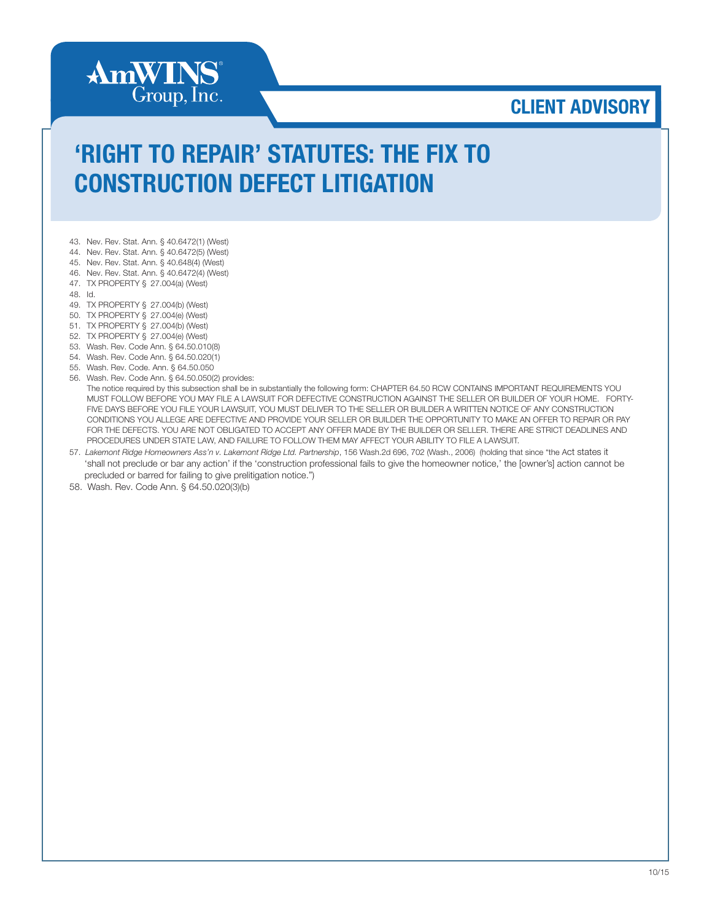43. Nev. Rev. Stat. Ann. § 40.6472(1) (West)
44. Nev. Rev. Stat. Ann. § 40.6472(5) (West)
45. Nev. Rev. Stat. Ann. § 40.648(4) (West)
46. Nev. Rev. Stat. Ann. § 40.6472(4) (West)
47. TX PROPERTY § 27.004(a) (West)
48. Id.
49. TX PROPERTY § 27.004(b) (West)
50. TX PROPERTY § 27.004(e) (West)
51. TX PROPERTY § 27.004(b) (West)
52. TX PROPERTY § 27.004(e) (West)
53. Wash. Rev. Code Ann. § 64.50.010(8)
54. Wash. Rev. Code Ann. § 64.50.020(1)
55. Wash. Rev. Code. Ann. § 64.50.050
56. Wash. Rev. Code Ann. § 64.50.050(2) provides:
    The notice required by this subsection shall be in substantially the following form: CHAPTER 64.50 RCW CONTAINS IMPORTANT REQUIREMENTS YOU MUST FOLLOW BEFORE YOU MAY FILE A LAWSUIT FOR DEFECTIVE CONSTRUCTION AGAINST THE SELLER OR BUILDER OF YOUR HOME. FORTY-FIVE DAYS BEFORE YOU FILE YOUR LAWSUIT, YOU MUST DELIVER TO THE SELLER OR BUILDER A WRITTEN NOTICE OF ANY CONSTRUCTION CONDITIONS YOU ALLEGE ARE DEFECTIVE AND PROVIDE YOUR SELLER OR BUILDER THE OPPORTUNITY TO MAKE AN OFFER TO REPAIR OR PAY FOR THE DEFECTS. YOU ARE NOT OBLIGATED TO ACCEPT ANY OFFER MADE BY THE BUILDER OR SELLER. THERE ARE STRICT DEADLINES AND PROCEDURES UNDER STATE LAW, AND FAILURE TO FOLLOW THEM MAY AFFECT YOUR ABILITY TO FILE A LAWSUIT.
57. *Lakemont Ridge Homeowners Ass'n v. Lakemont Ridge Ltd. Partnership*, 156 Wash.2d 696, 702 (Wash., 2006) (holding that since "the Act states it 'shall not preclude or bar any action' if the 'construction professional fails to give the homeowner notice,' the [owner's] action cannot be precluded or barred for failing to give prelitigation notice.")
58. Wash. Rev. Code Ann. § 64.50.020(3)(b)